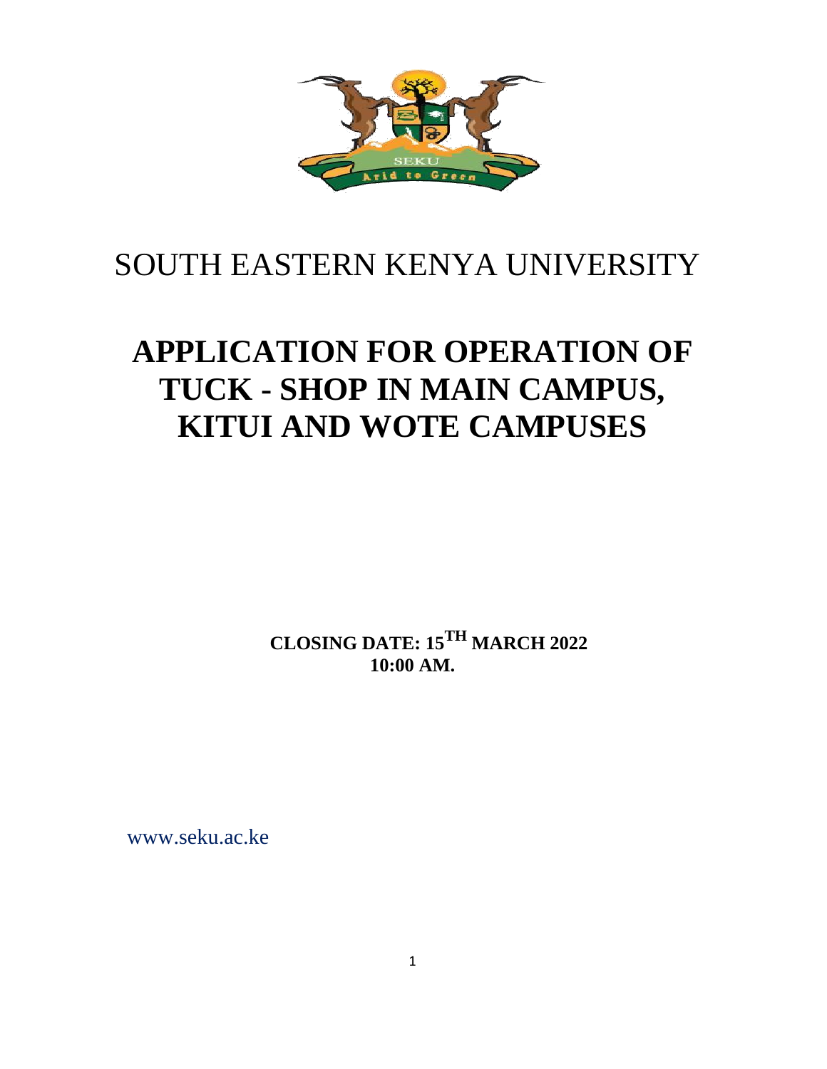# SOUTH EASTERN KENYA UNIVERSITY

# APPLICATION FOR OPERATION OF TUCK - SHOP IN MAIN CAMPUS, KITUI AND WOTE CAMPUSES

**CLOSING DATE: 15TH MARCH 2022**
**10:00 AM.**

www.seku.ac.ke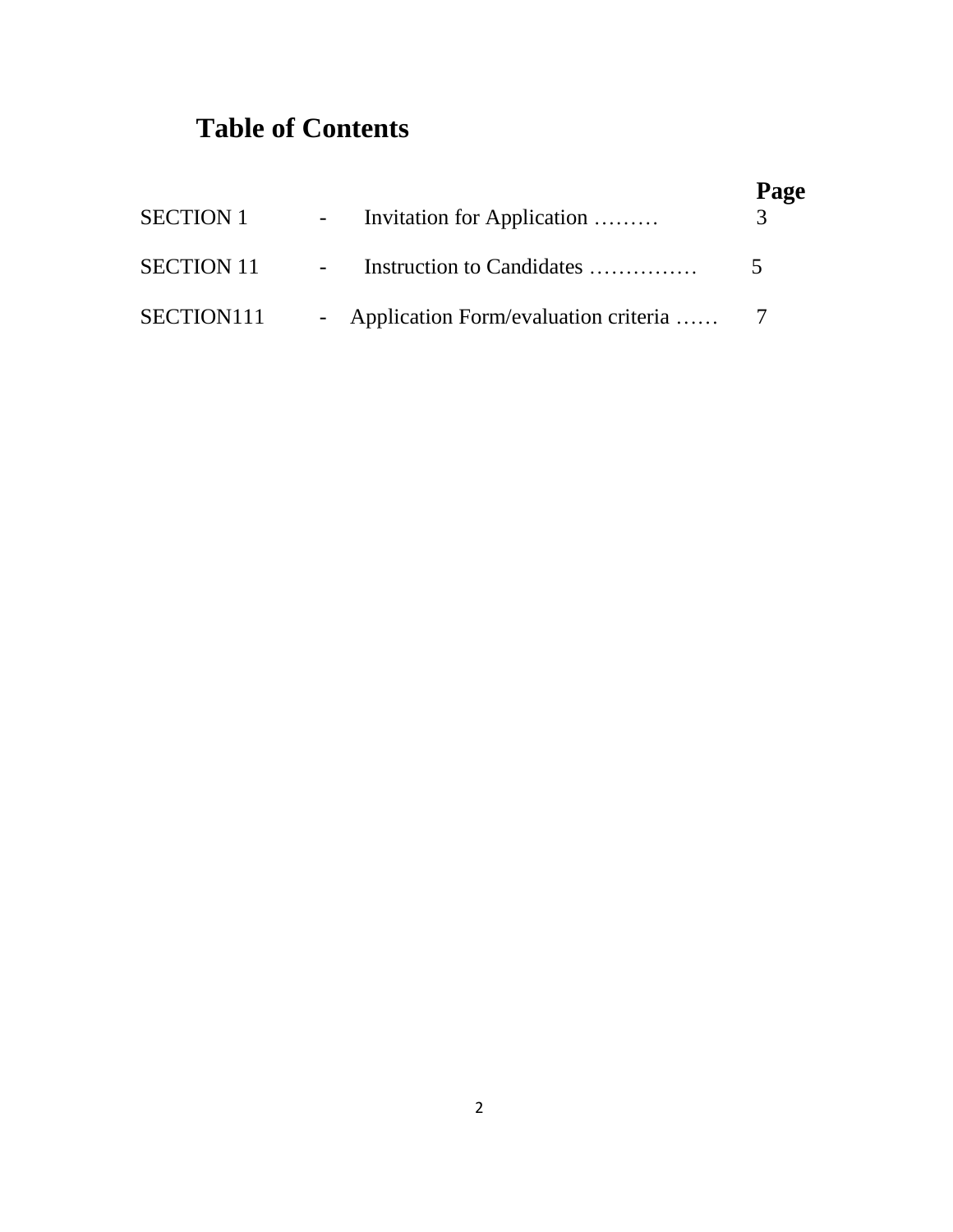# Table of Contents

| | | | Page |
|---|---|---|---|
| SECTION 1 | - | Invitation for Application ……… | 3 |
| SECTION 11 | - | Instruction to Candidates …………… | 5 |
| SECTION111 | - | Application Form/evaluation criteria …… | 7 |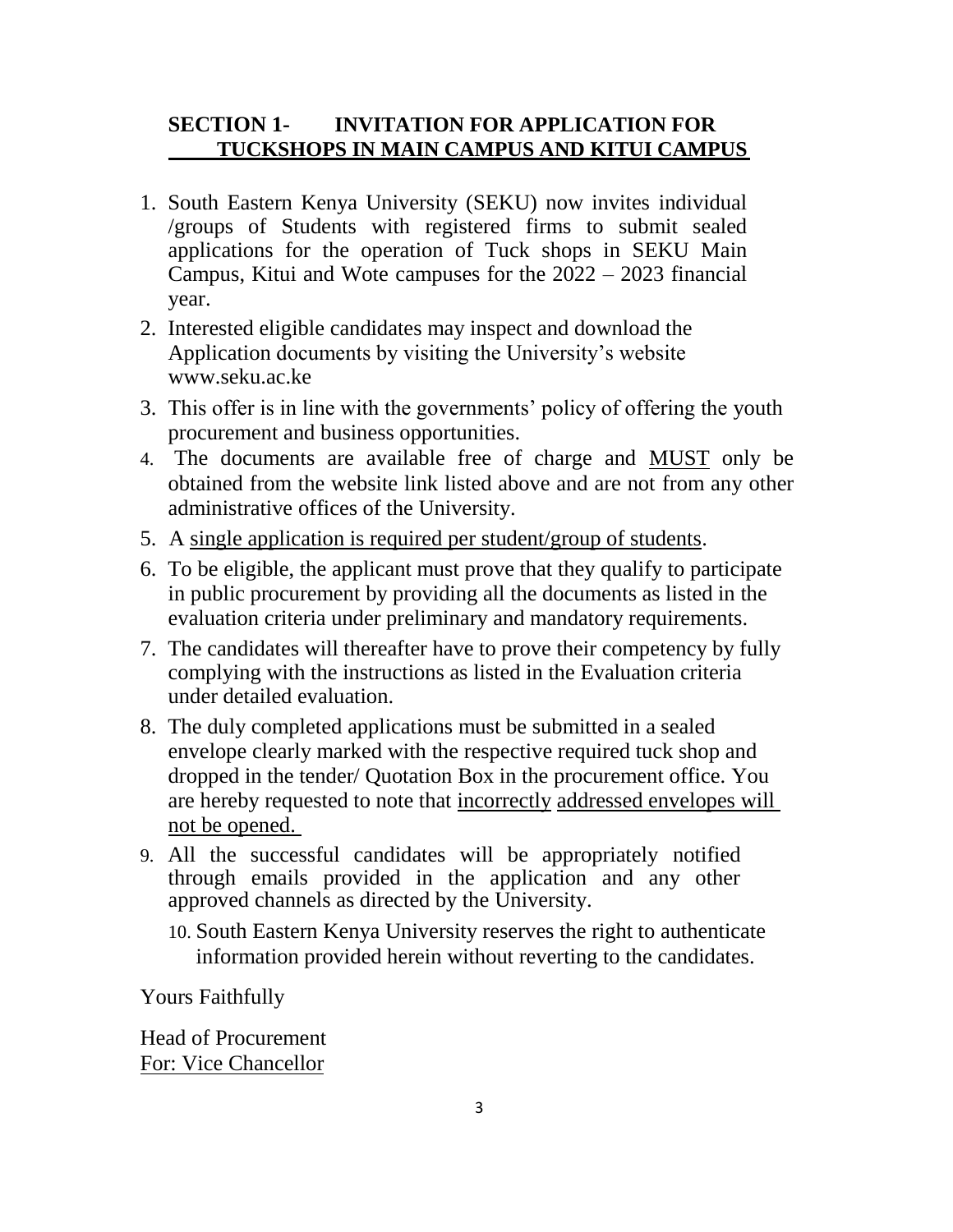## SECTION 1- INVITATION FOR APPLICATION FOR TUCKSHOPS IN MAIN CAMPUS AND KITUI CAMPUS

1. South Eastern Kenya University (SEKU) now invites individual /groups of Students with registered firms to submit sealed applications for the operation of Tuck shops in SEKU Main Campus, Kitui and Wote campuses for the 2022 – 2023 financial year.
2. Interested eligible candidates may inspect and download the Application documents by visiting the University's website www.seku.ac.ke
3. This offer is in line with the governments' policy of offering the youth procurement and business opportunities.
4. The documents are available free of charge and MUST only be obtained from the website link listed above and are not from any other administrative offices of the University.
5. A single application is required per student/group of students.
6. To be eligible, the applicant must prove that they qualify to participate in public procurement by providing all the documents as listed in the evaluation criteria under preliminary and mandatory requirements.
7. The candidates will thereafter have to prove their competency by fully complying with the instructions as listed in the Evaluation criteria under detailed evaluation.
8. The duly completed applications must be submitted in a sealed envelope clearly marked with the respective required tuck shop and dropped in the tender/ Quotation Box in the procurement office. You are hereby requested to note that incorrectly addressed envelopes will not be opened.
9. All the successful candidates will be appropriately notified through emails provided in the application and any other approved channels as directed by the University.
10. South Eastern Kenya University reserves the right to authenticate information provided herein without reverting to the candidates.

Yours Faithfully

Head of Procurement
For: Vice Chancellor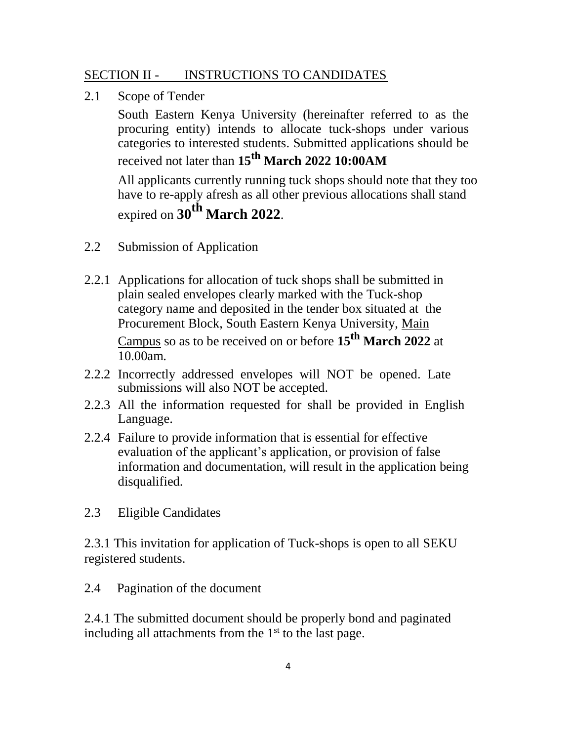## SECTION II - INSTRUCTIONS TO CANDIDATES

2.1 Scope of Tender

South Eastern Kenya University (hereinafter referred to as the procuring entity) intends to allocate tuck-shops under various categories to interested students. Submitted applications should be received not later than **15th March 2022 10:00AM**

All applicants currently running tuck shops should note that they too have to re-apply afresh as all other previous allocations shall stand expired on **30th March 2022**.

2.2 Submission of Application

2.2.1 Applications for allocation of tuck shops shall be submitted in plain sealed envelopes clearly marked with the Tuck-shop category name and deposited in the tender box situated at the Procurement Block, South Eastern Kenya University, Main Campus so as to be received on or before **15th March 2022** at 10.00am.

2.2.2 Incorrectly addressed envelopes will NOT be opened. Late submissions will also NOT be accepted.

2.2.3 All the information requested for shall be provided in English Language.

2.2.4 Failure to provide information that is essential for effective evaluation of the applicant's application, or provision of false information and documentation, will result in the application being disqualified.

2.3 Eligible Candidates

2.3.1 This invitation for application of Tuck-shops is open to all SEKU registered students.

2.4 Pagination of the document

2.4.1 The submitted document should be properly bond and paginated including all attachments from the 1st to the last page.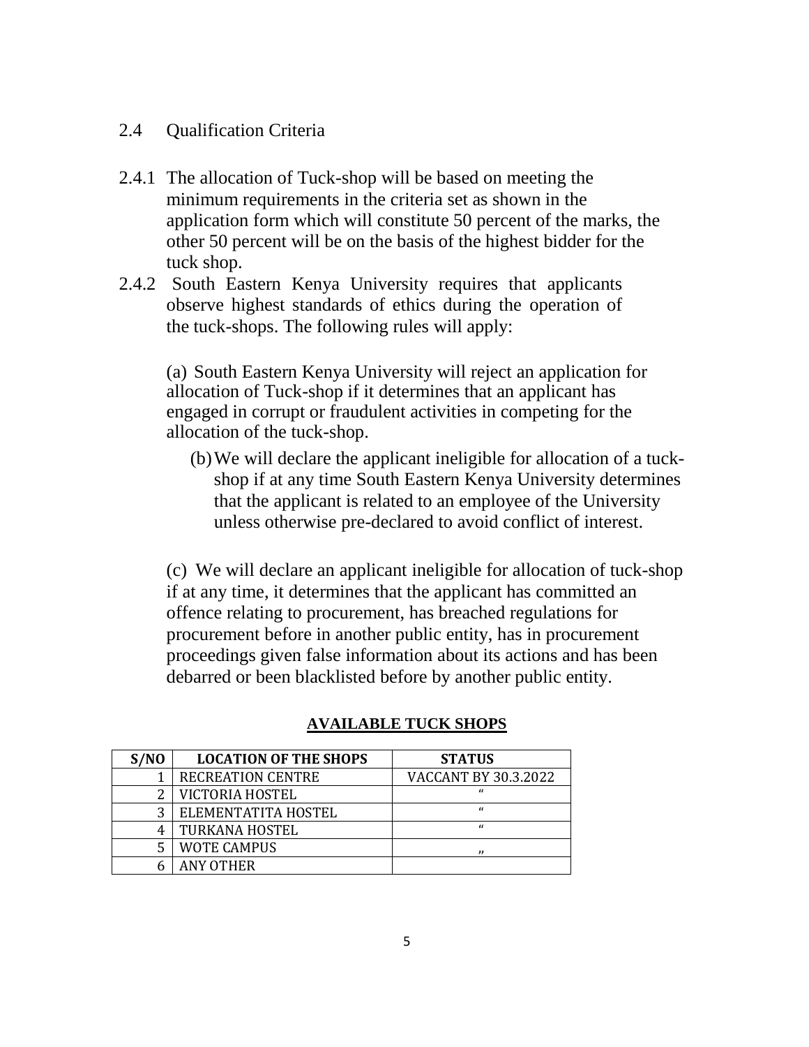## 2.4 Qualification Criteria

2.4.1 The allocation of Tuck-shop will be based on meeting the minimum requirements in the criteria set as shown in the application form which will constitute 50 percent of the marks, the other 50 percent will be on the basis of the highest bidder for the tuck shop.

2.4.2 South Eastern Kenya University requires that applicants observe highest standards of ethics during the operation of the tuck-shops. The following rules will apply:

(a) South Eastern Kenya University will reject an application for allocation of Tuck-shop if it determines that an applicant has engaged in corrupt or fraudulent activities in competing for the allocation of the tuck-shop.

(b) We will declare the applicant ineligible for allocation of a tuck-shop if at any time South Eastern Kenya University determines that the applicant is related to an employee of the University unless otherwise pre-declared to avoid conflict of interest.

(c) We will declare an applicant ineligible for allocation of tuck-shop if at any time, it determines that the applicant has committed an offence relating to procurement, has breached regulations for procurement before in another public entity, has in procurement proceedings given false information about its actions and has been debarred or been blacklisted before by another public entity.

**AVAILABLE TUCK SHOPS**

| S/NO | LOCATION OF THE SHOPS | STATUS |
|---|---|---|
| 1 | RECREATION CENTRE | VACCANT BY 30.3.2022 |
| 2 | VICTORIA HOSTEL | " |
| 3 | ELEMENTATITA HOSTEL | " |
| 4 | TURKANA HOSTEL | " |
| 5 | WOTE CAMPUS | " |
| 6 | ANY OTHER | |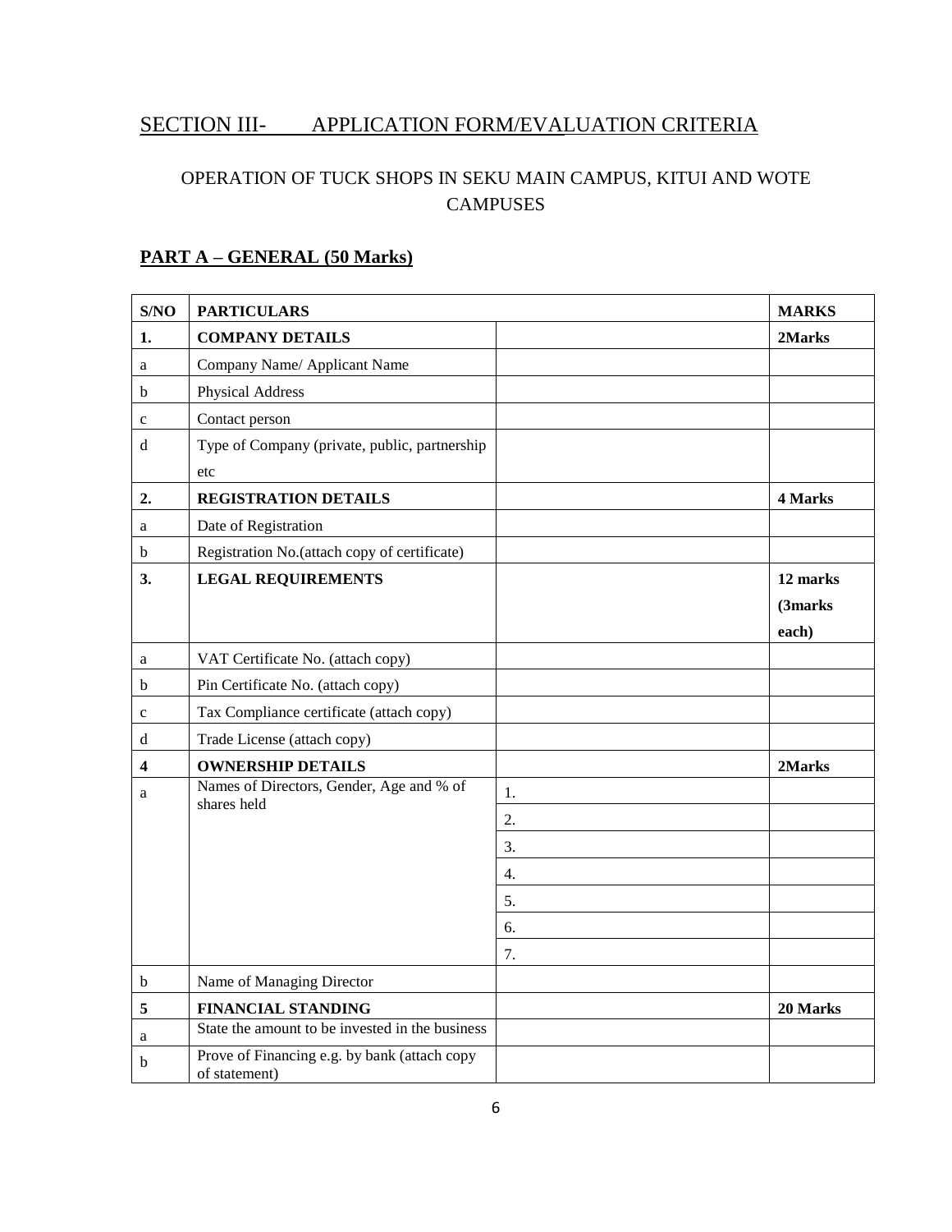## SECTION III- APPLICATION FORM/EVALUATION CRITERIA

### OPERATION OF TUCK SHOPS IN SEKU MAIN CAMPUS, KITUI AND WOTE CAMPUSES

### PART A – GENERAL (50 Marks)

| S/NO | PARTICULARS | | MARKS |
|---|---|---|---|
| **1.** | **COMPANY DETAILS** | | **2Marks** |
| a | Company Name/ Applicant Name | | |
| b | Physical Address | | |
| c | Contact person | | |
| d | Type of Company (private, public, partnership etc | | |
| **2.** | **REGISTRATION DETAILS** | | **4 Marks** |
| a | Date of Registration | | |
| b | Registration No.(attach copy of certificate) | | |
| **3.** | **LEGAL REQUIREMENTS** | | **12 marks (3marks each)** |
| a | VAT Certificate No. (attach copy) | | |
| b | Pin Certificate No. (attach copy) | | |
| c | Tax Compliance certificate (attach copy) | | |
| d | Trade License (attach copy) | | |
| **4** | **OWNERSHIP DETAILS** | | **2Marks** |
| a | Names of Directors, Gender, Age and % of shares held | 1. | |
| | | 2. | |
| | | 3. | |
| | | 4. | |
| | | 5. | |
| | | 6. | |
| | | 7. | |
| b | Name of Managing Director | | |
| **5** | **FINANCIAL STANDING** | | **20 Marks** |
| a | State the amount to be invested in the business | | |
| b | Prove of Financing e.g. by bank (attach copy of statement) | | |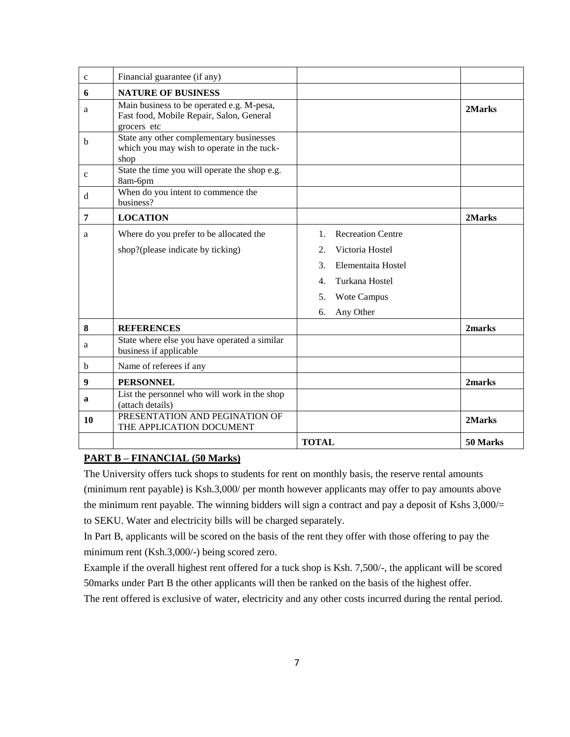| c | Financial guarantee (if any) | | |
|---|---|---|---|
| **6** | **NATURE OF BUSINESS** | | |
| a | Main business to be operated e.g. M-pesa, Fast food, Mobile Repair, Salon, General grocers etc | | **2Marks** |
| b | State any other complementary businesses which you may wish to operate in the tuck-shop | | |
| c | State the time you will operate the shop e.g. 8am-6pm | | |
| d | When do you intent to commence the business? | | |
| **7** | **LOCATION** | | **2Marks** |
| a | Where do you prefer to be allocated the shop?(please indicate by ticking) | 1. Recreation Centre<br>2. Victoria Hostel<br>3. Elementaita Hostel<br>4. Turkana Hostel<br>5. Wote Campus<br>6. Any Other | |
| **8** | **REFERENCES** | | **2marks** |
| a | State where else you have operated a similar business if applicable | | |
| b | Name of referees if any | | |
| **9** | **PERSONNEL** | | **2marks** |
| **a** | List the personnel who will work in the shop (attach details) | | |
| **10** | PRESENTATION AND PEGINATION OF THE APPLICATION DOCUMENT | | **2Marks** |
| | | **TOTAL** | **50 Marks** |

**PART B – FINANCIAL (50 Marks)**

The University offers tuck shops to students for rent on monthly basis, the reserve rental amounts (minimum rent payable) is Ksh.3,000/ per month however applicants may offer to pay amounts above the minimum rent payable. The winning bidders will sign a contract and pay a deposit of Kshs 3,000/= to SEKU. Water and electricity bills will be charged separately.

In Part B, applicants will be scored on the basis of the rent they offer with those offering to pay the minimum rent (Ksh.3,000/-) being scored zero.

Example if the overall highest rent offered for a tuck shop is Ksh. 7,500/-, the applicant will be scored 50marks under Part B the other applicants will then be ranked on the basis of the highest offer.

The rent offered is exclusive of water, electricity and any other costs incurred during the rental period.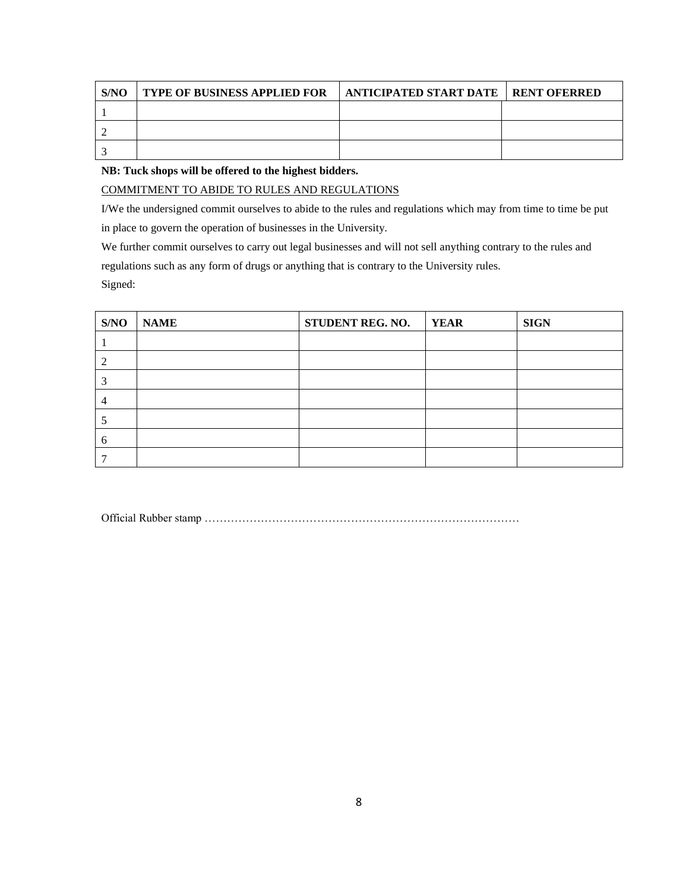| S/NO | TYPE OF BUSINESS APPLIED FOR | ANTICIPATED START DATE | RENT OFERRED |
|---|---|---|---|
| 1 | | | |
| 2 | | | |
| 3 | | | |

**NB: Tuck shops will be offered to the highest bidders.**

COMMITMENT TO ABIDE TO RULES AND REGULATIONS

I/We the undersigned commit ourselves to abide to the rules and regulations which may from time to time be put in place to govern the operation of businesses in the University.

We further commit ourselves to carry out legal businesses and will not sell anything contrary to the rules and regulations such as any form of drugs or anything that is contrary to the University rules.

Signed:

| S/NO | NAME | STUDENT REG. NO. | YEAR | SIGN |
|---|---|---|---|---|
| 1 | | | | |
| 2 | | | | |
| 3 | | | | |
| 4 | | | | |
| 5 | | | | |
| 6 | | | | |
| 7 | | | | |

Official Rubber stamp …………………………………………………………………………